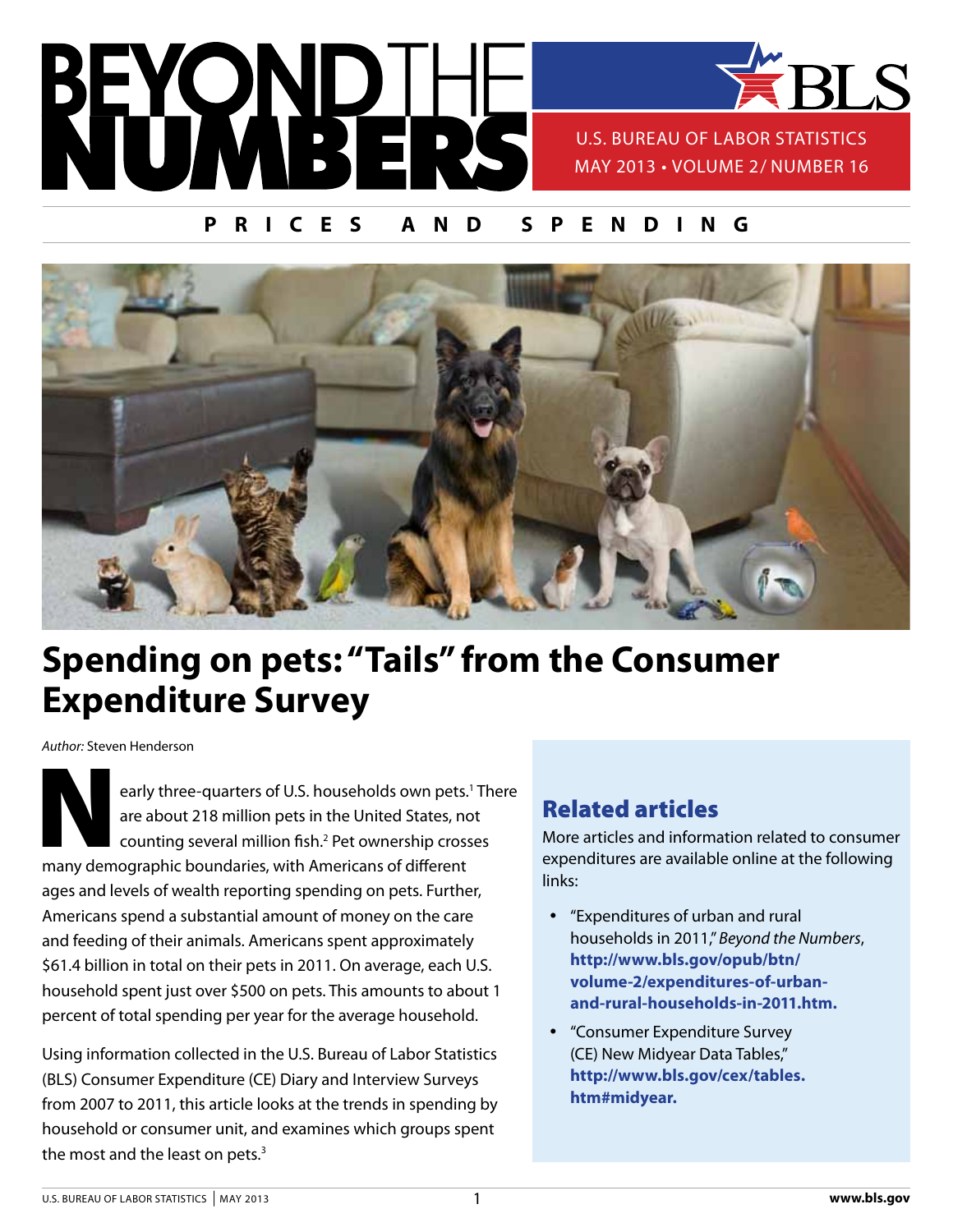# BEYOND THE NUMBERS

U.S. BUREAU OF LABOR STATISTICS
MAY 2013 • VOLUME 2 / NUMBER 16

**PRICES AND SPENDING**

# Spending on pets: "Tails" from the Consumer Expenditure Survey

*Author:* Steven Henderson

Nearly three-quarters of U.S. households own pets.[1] There are about 218 million pets in the United States, not counting several million fish.[2] Pet ownership crosses many demographic boundaries, with Americans of different ages and levels of wealth reporting spending on pets. Further, Americans spend a substantial amount of money on the care and feeding of their animals. Americans spent approximately $61.4 billion in total on their pets in 2011. On average, each U.S. household spent just over $500 on pets. This amounts to about 1 percent of total spending per year for the average household.

Using information collected in the U.S. Bureau of Labor Statistics (BLS) Consumer Expenditure (CE) Diary and Interview Surveys from 2007 to 2011, this article looks at the trends in spending by household or consumer unit, and examines which groups spent the most and the least on pets.[3]

## Related articles

More articles and information related to consumer expenditures are available online at the following links:

- "Expenditures of urban and rural households in 2011," *Beyond the Numbers*, **http://www.bls.gov/opub/btn/volume-2/expenditures-of-urban-and-rural-households-in-2011.htm.**
- "Consumer Expenditure Survey (CE) New Midyear Data Tables," **http://www.bls.gov/cex/tables.htm#midyear.**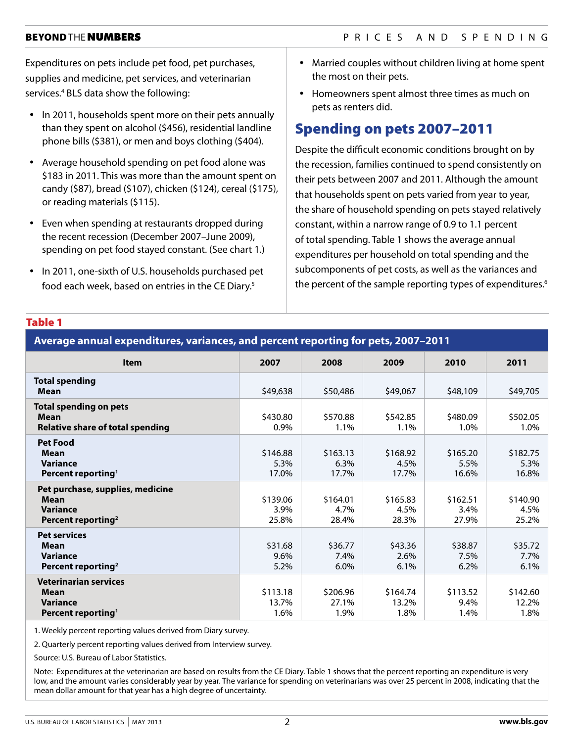Expenditures on pets include pet food, pet purchases, supplies and medicine, pet services, and veterinarian services.[4] BLS data show the following:

- In 2011, households spent more on their pets annually than they spent on alcohol ($456), residential landline phone bills ($381), or men and boys clothing ($404).
- Average household spending on pet food alone was $183 in 2011. This was more than the amount spent on candy ($87), bread ($107), chicken ($124), cereal ($175), or reading materials ($115).
- Even when spending at restaurants dropped during the recent recession (December 2007–June 2009), spending on pet food stayed constant. (See chart 1.)
- In 2011, one-sixth of U.S. households purchased pet food each week, based on entries in the CE Diary.[5]
- Married couples without children living at home spent the most on their pets.
- Homeowners spent almost three times as much on pets as renters did.

## Spending on pets 2007–2011

Despite the difficult economic conditions brought on by the recession, families continued to spend consistently on their pets between 2007 and 2011. Although the amount that households spent on pets varied from year to year, the share of household spending on pets stayed relatively constant, within a narrow range of 0.9 to 1.1 percent of total spending. Table 1 shows the average annual expenditures per household on total spending and the subcomponents of pet costs, as well as the variances and the percent of the sample reporting types of expenditures.[6]

**Table 1**

**Average annual expenditures, variances, and percent reporting for pets, 2007–2011**

| Item | 2007 | 2008 | 2009 | 2010 | 2011 |
|---|---|---|---|---|---|
| **Total spending** | | | | | |
| **Mean** | $49,638 | $50,486 | $49,067 | $48,109 | $49,705 |
| **Total spending on pets** | | | | | |
| **Mean** | $430.80 | $570.88 | $542.85 | $480.09 | $502.05 |
| **Relative share of total spending** | 0.9% | 1.1% | 1.1% | 1.0% | 1.0% |
| **Pet Food** | | | | | |
| **Mean** | $146.88 | $163.13 | $168.92 | $165.20 | $182.75 |
| **Variance** | 5.3% | 6.3% | 4.5% | 5.5% | 5.3% |
| **Percent reporting[1]** | 17.0% | 17.7% | 17.7% | 16.6% | 16.8% |
| **Pet purchase, supplies, medicine** | | | | | |
| **Mean** | $139.06 | $164.01 | $165.83 | $162.51 | $140.90 |
| **Variance** | 3.9% | 4.7% | 4.5% | 3.4% | 4.5% |
| **Percent reporting[2]** | 25.8% | 28.4% | 28.3% | 27.9% | 25.2% |
| **Pet services** | | | | | |
| **Mean** | $31.68 | $36.77 | $43.36 | $38.87 | $35.72 |
| **Variance** | 9.6% | 7.4% | 2.6% | 7.5% | 7.7% |
| **Percent reporting[2]** | 5.2% | 6.0% | 6.1% | 6.2% | 6.1% |
| **Veterinarian services** | | | | | |
| **Mean** | $113.18 | $206.96 | $164.74 | $113.52 | $142.60 |
| **Variance** | 13.7% | 27.1% | 13.2% | 9.4% | 12.2% |
| **Percent reporting[1]** | 1.6% | 1.9% | 1.8% | 1.4% | 1.8% |

1. Weekly percent reporting values derived from Diary survey.

2. Quarterly percent reporting values derived from Interview survey.

Source: U.S. Bureau of Labor Statistics.

Note: Expenditures at the veterinarian are based on results from the CE Diary. Table 1 shows that the percent reporting an expenditure is very low, and the amount varies considerably year by year. The variance for spending on veterinarians was over 25 percent in 2008, indicating that the mean dollar amount for that year has a high degree of uncertainty.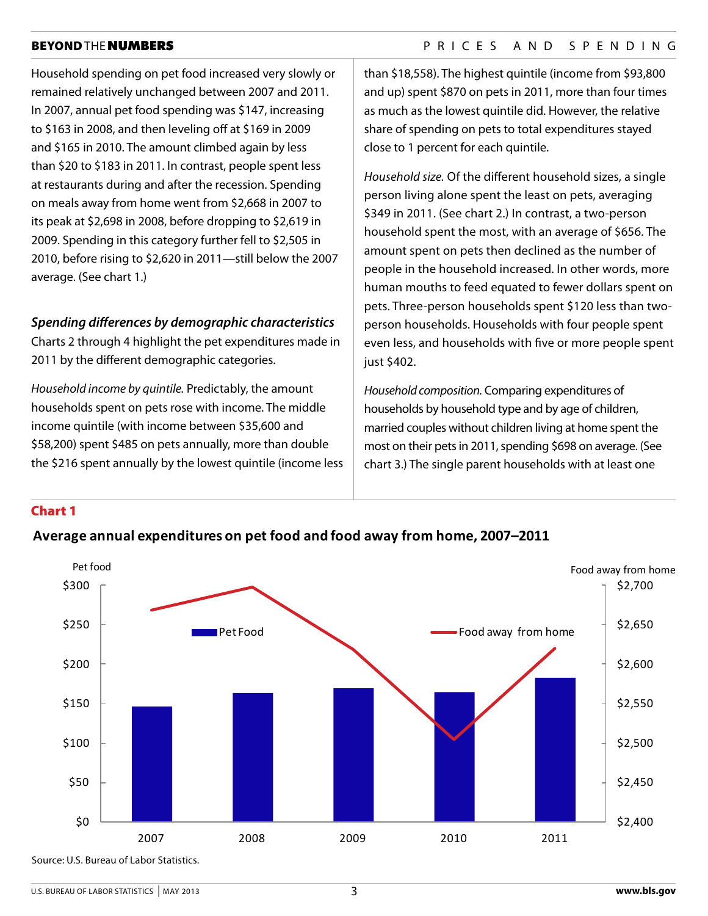Household spending on pet food increased very slowly or remained relatively unchanged between 2007 and 2011. In 2007, annual pet food spending was $147, increasing to $163 in 2008, and then leveling off at $169 in 2009 and $165 in 2010. The amount climbed again by less than $20 to $183 in 2011. In contrast, people spent less at restaurants during and after the recession. Spending on meals away from home went from $2,668 in 2007 to its peak at $2,698 in 2008, before dropping to $2,619 in 2009. Spending in this category further fell to $2,505 in 2010, before rising to $2,620 in 2011—still below the 2007 average. (See chart 1.)

### *Spending differences by demographic characteristics*

Charts 2 through 4 highlight the pet expenditures made in 2011 by the different demographic categories.

*Household income by quintile.* Predictably, the amount households spent on pets rose with income. The middle income quintile (with income between $35,600 and $58,200) spent $485 on pets annually, more than double the $216 spent annually by the lowest quintile (income less than $18,558). The highest quintile (income from $93,800 and up) spent $870 on pets in 2011, more than four times as much as the lowest quintile did. However, the relative share of spending on pets to total expenditures stayed close to 1 percent for each quintile.

*Household size.* Of the different household sizes, a single person living alone spent the least on pets, averaging $349 in 2011. (See chart 2.) In contrast, a two-person household spent the most, with an average of $656. The amount spent on pets then declined as the number of people in the household increased. In other words, more human mouths to feed equated to fewer dollars spent on pets. Three-person households spent $120 less than two-person households. Households with four people spent even less, and households with five or more people spent just $402.

*Household composition.* Comparing expenditures of households by household type and by age of children, married couples without children living at home spent the most on their pets in 2011, spending $698 on average. (See chart 3.) The single parent households with at least one

## Chart 1

**Average annual expenditures on pet food and food away from home, 2007–2011**

| Year | Pet food | Food away from home |
|---|---|---|
| 2007 | $147 | $2,668 |
| 2008 | $163 | $2,698 |
| 2009 | $169 | $2,619 |
| 2010 | $165 | $2,505 |
| 2011 | $183 | $2,620 |

Source: U.S. Bureau of Labor Statistics.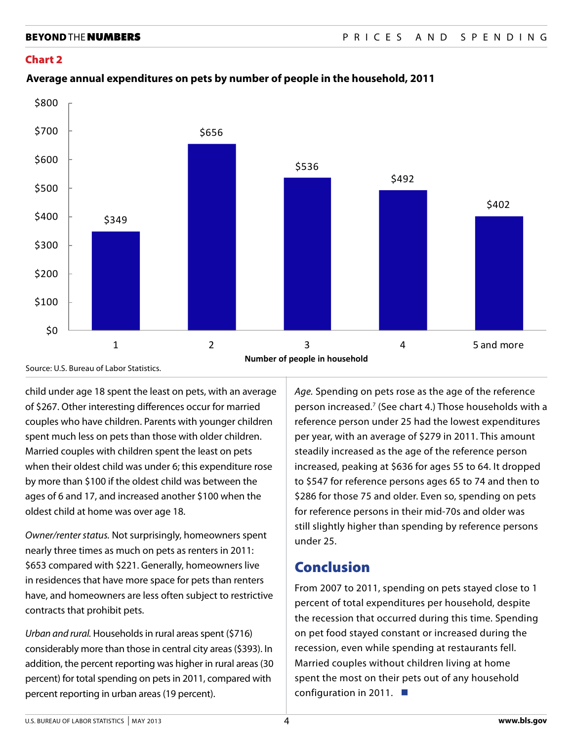**Chart 2**

**Average annual expenditures on pets by number of people in the household, 2011**

| Number of people in household | Average annual expenditures |
|---|---|
| 1 | $349 |
| 2 | $656 |
| 3 | $536 |
| 4 | $492 |
| 5 and more | $402 |

Source: U.S. Bureau of Labor Statistics.

child under age 18 spent the least on pets, with an average of $267. Other interesting differences occur for married couples who have children. Parents with younger children spent much less on pets than those with older children. Married couples with children spent the least on pets when their oldest child was under 6; this expenditure rose by more than $100 if the oldest child was between the ages of 6 and 17, and increased another $100 when the oldest child at home was over age 18.

*Owner/renter status.* Not surprisingly, homeowners spent nearly three times as much on pets as renters in 2011: $653 compared with $221. Generally, homeowners live in residences that have more space for pets than renters have, and homeowners are less often subject to restrictive contracts that prohibit pets.

*Urban and rural.* Households in rural areas spent ($716) considerably more than those in central city areas ($393). In addition, the percent reporting was higher in rural areas (30 percent) for total spending on pets in 2011, compared with percent reporting in urban areas (19 percent).

*Age.* Spending on pets rose as the age of the reference person increased.[7] (See chart 4.) Those households with a reference person under 25 had the lowest expenditures per year, with an average of $279 in 2011. This amount steadily increased as the age of the reference person increased, peaking at $636 for ages 55 to 64. It dropped to $547 for reference persons ages 65 to 74 and then to $286 for those 75 and older. Even so, spending on pets for reference persons in their mid-70s and older was still slightly higher than spending by reference persons under 25.

## Conclusion

From 2007 to 2011, spending on pets stayed close to 1 percent of total expenditures per household, despite the recession that occurred during this time. Spending on pet food stayed constant or increased during the recession, even while spending at restaurants fell. Married couples without children living at home spent the most on their pets out of any household configuration in 2011.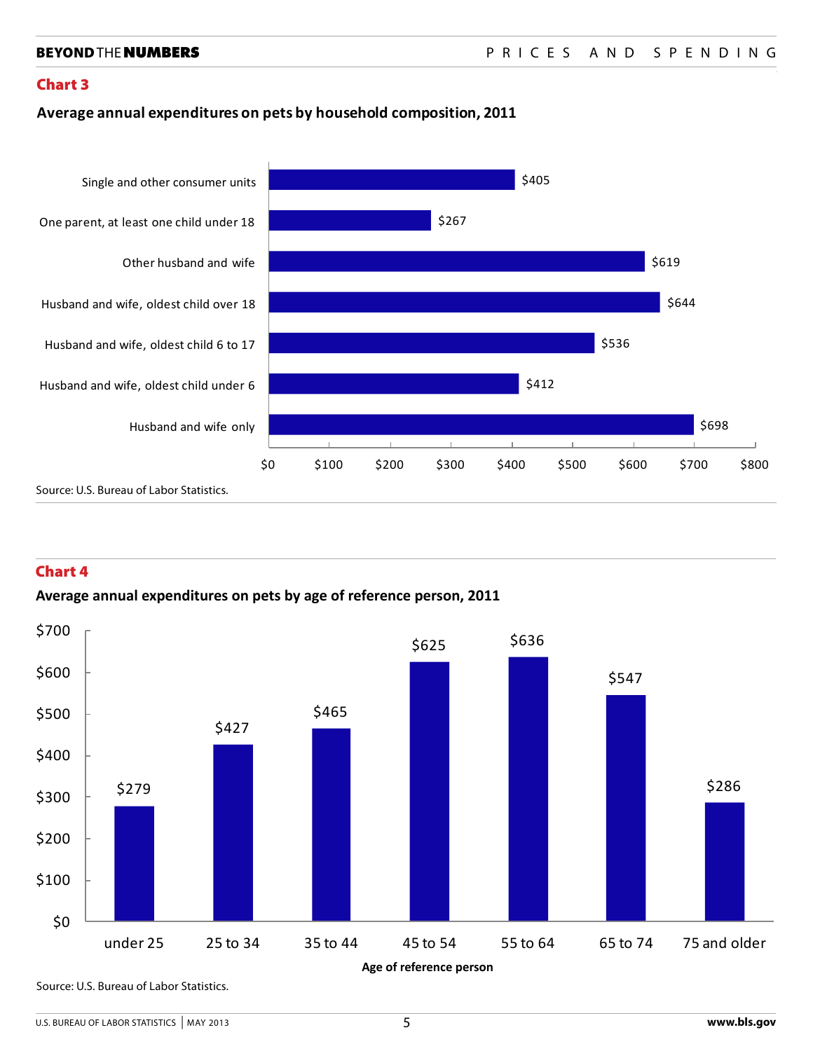## Chart 3

**Average annual expenditures on pets by household composition, 2011**

| Household composition | Average annual expenditures |
| --- | --- |
| Single and other consumer units | $405 |
| One parent, at least one child under 18 | $267 |
| Other husband and wife | $619 |
| Husband and wife, oldest child over 18 | $644 |
| Husband and wife, oldest child 6 to 17 | $536 |
| Husband and wife, oldest child under 6 | $412 |
| Husband and wife only | $698 |

Source: U.S. Bureau of Labor Statistics.

## Chart 4

**Average annual expenditures on pets by age of reference person, 2011**

| Age of reference person | Average annual expenditures |
| --- | --- |
| under 25 | $279 |
| 25 to 34 | $427 |
| 35 to 44 | $465 |
| 45 to 54 | $625 |
| 55 to 64 | $636 |
| 65 to 74 | $547 |
| 75 and older | $286 |

Source: U.S. Bureau of Labor Statistics.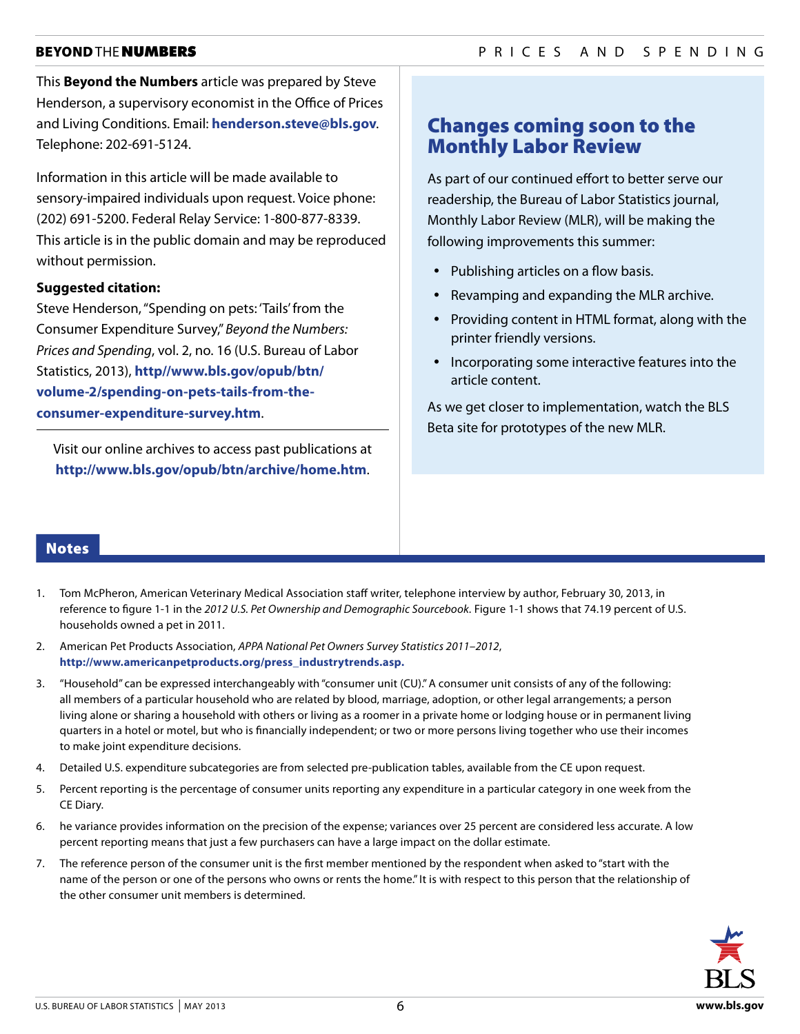This **Beyond the Numbers** article was prepared by Steve Henderson, a supervisory economist in the Office of Prices and Living Conditions. Email: **henderson.steve@bls.gov**. Telephone: 202-691-5124.

Information in this article will be made available to sensory-impaired individuals upon request. Voice phone: (202) 691-5200. Federal Relay Service: 1-800-877-8339. This article is in the public domain and may be reproduced without permission.

**Suggested citation:**
Steve Henderson, "Spending on pets: 'Tails' from the Consumer Expenditure Survey," *Beyond the Numbers: Prices and Spending*, vol. 2, no. 16 (U.S. Bureau of Labor Statistics, 2013), **http//www.bls.gov/opub/btn/volume-2/spending-on-pets-tails-from-the-consumer-expenditure-survey.htm**.

Visit our online archives to access past publications at **http://www.bls.gov/opub/btn/archive/home.htm**.

## Changes coming soon to the Monthly Labor Review

As part of our continued effort to better serve our readership, the Bureau of Labor Statistics journal, Monthly Labor Review (MLR), will be making the following improvements this summer:

- Publishing articles on a flow basis.
- Revamping and expanding the MLR archive.
- Providing content in HTML format, along with the printer friendly versions.
- Incorporating some interactive features into the article content.

As we get closer to implementation, watch the BLS Beta site for prototypes of the new MLR.

## Notes

1. Tom McPheron, American Veterinary Medical Association staff writer, telephone interview by author, February 30, 2013, in reference to figure 1-1 in the *2012 U.S. Pet Ownership and Demographic Sourcebook*. Figure 1-1 shows that 74.19 percent of U.S. households owned a pet in 2011.
2. American Pet Products Association, *APPA National Pet Owners Survey Statistics 2011–2012*, **http://www.americanpetproducts.org/press_industrytrends.asp.**
3. "Household" can be expressed interchangeably with "consumer unit (CU)." A consumer unit consists of any of the following: all members of a particular household who are related by blood, marriage, adoption, or other legal arrangements; a person living alone or sharing a household with others or living as a roomer in a private home or lodging house or in permanent living quarters in a hotel or motel, but who is financially independent; or two or more persons living together who use their incomes to make joint expenditure decisions.
4. Detailed U.S. expenditure subcategories are from selected pre-publication tables, available from the CE upon request.
5. Percent reporting is the percentage of consumer units reporting any expenditure in a particular category in one week from the CE Diary.
6. he variance provides information on the precision of the expense; variances over 25 percent are considered less accurate. A low percent reporting means that just a few purchasers can have a large impact on the dollar estimate.
7. The reference person of the consumer unit is the first member mentioned by the respondent when asked to "start with the name of the person or one of the persons who owns or rents the home." It is with respect to this person that the relationship of the other consumer unit members is determined.